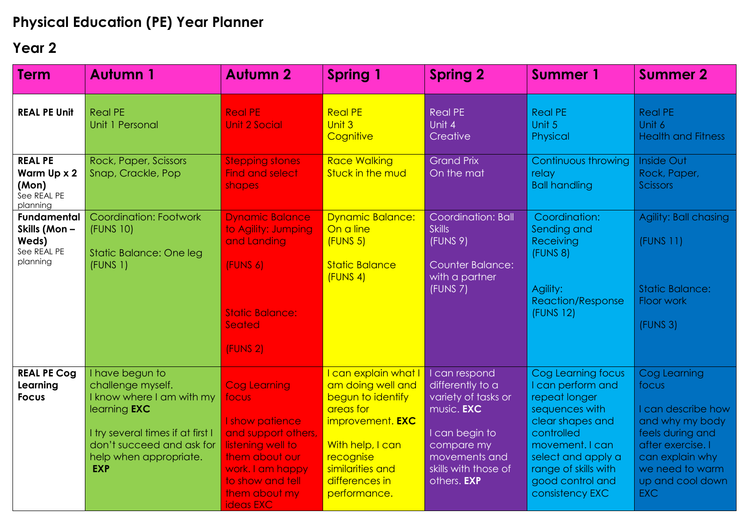# Physical Education (PE) Year Planner

## Year 2

| Term | Autumn 1 | Autumn 2 | Spring 1 | Spring 2 | Summer 1 | Summer 2 |
|---|---|---|---|---|---|---|
| **REAL PE Unit** | Real PE<br>Unit 1 Personal | Real PE<br>Unit 2 Social | Real PE<br>Unit 3<br>Cognitive | Real PE<br>Unit 4<br>Creative | Real PE<br>Unit 5<br>Physical | Real PE<br>Unit 6<br>Health and Fitness |
| **REAL PE Warm Up x 2 (Mon)**<br>See REAL PE planning | Rock, Paper, Scissors<br>Snap, Crackle, Pop | Stepping stones<br>Find and select shapes | Race Walking<br>Stuck in the mud | Grand Prix<br>On the mat | Continuous throwing relay<br>Ball handling | Inside Out<br>Rock, Paper, Scissors |
| **Fundamental Skills (Mon – Weds)**<br>See REAL PE planning | Coordination: Footwork (FUNS 10)<br><br>Static Balance: One leg (FUNS 1) | Dynamic Balance to Agility: Jumping and Landing<br><br>(FUNS 6)<br><br>Static Balance: Seated<br><br>(FUNS 2) | Dynamic Balance: On a line<br>(FUNS 5)<br><br>Static Balance<br>(FUNS 4) | Coordination: Ball Skills<br>(FUNS 9)<br><br>Counter Balance: with a partner<br>(FUNS 7) | Coordination: Sending and Receiving<br>(FUNS 8)<br><br>Agility: Reaction/Response<br>(FUNS 12) | Agility: Ball chasing<br><br>(FUNS 11)<br><br>Static Balance: Floor work<br><br>(FUNS 3) |
| **REAL PE Cog Learning Focus** | I have begun to challenge myself.<br>I know where I am with my learning **EXC**<br><br>I try several times if at first I don't succeed and ask for help when appropriate. **EXP** | Cog Learning focus<br><br>I show patience and support others, listening well to them about our work. I am happy to show and tell them about my ideas EXC | I can explain what I am doing well and begun to identify areas for improvement. **EXC**<br><br>With help, I can recognise similarities and differences in performance. | I can respond differently to a variety of tasks or music. **EXC**<br><br>I can begin to compare my movements and skills with those of others. **EXP** | Cog Learning focus<br>I can perform and repeat longer sequences with clear shapes and controlled movement. I can select and apply a range of skills with good control and consistency EXC | Cog Learning focus<br><br>I can describe how and why my body feels during and after exercise. I can explain why we need to warm up and cool down EXC |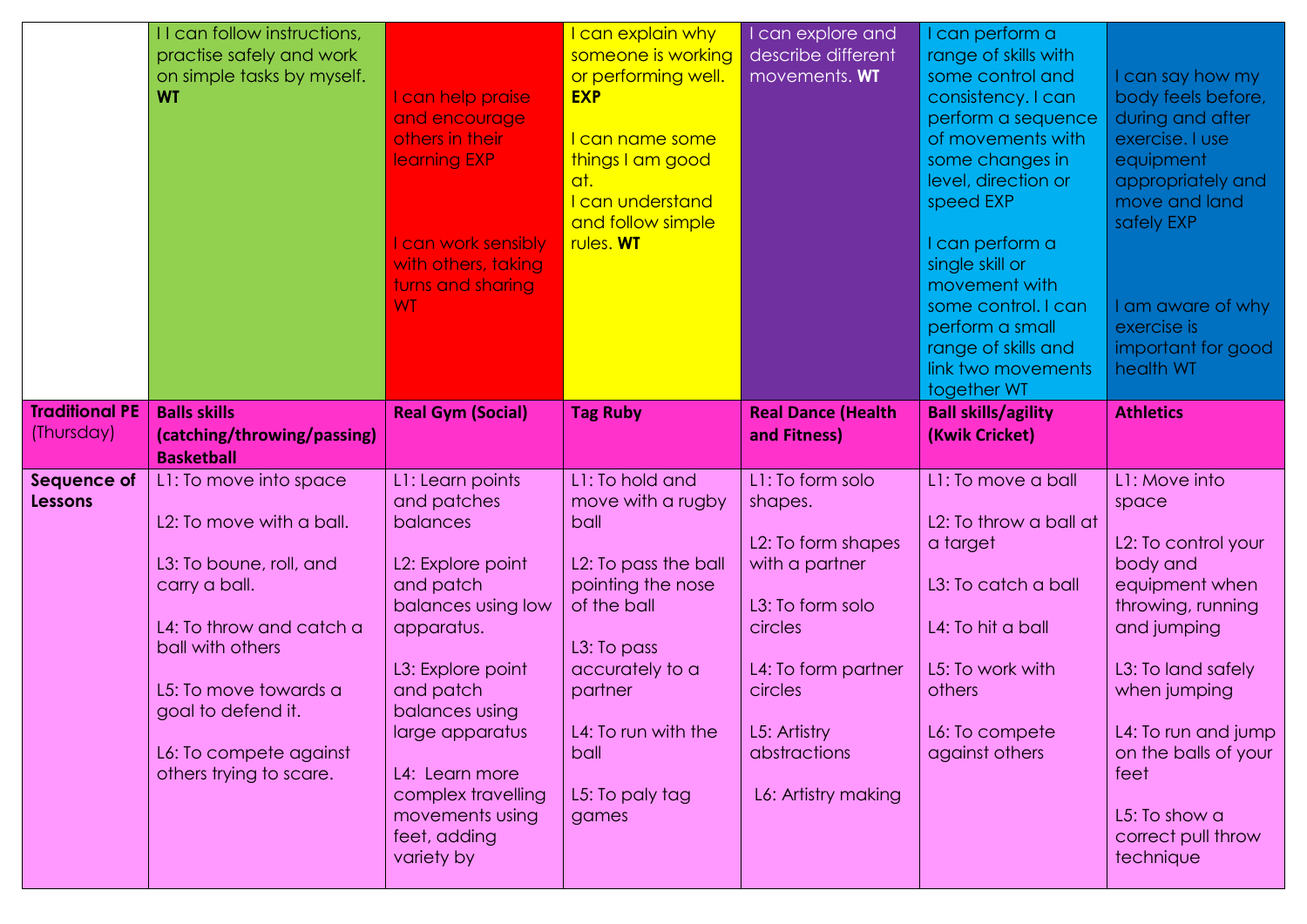| | | | | | | |
|---|---|---|---|---|---|---|
| | I I can follow instructions, practise safely and work on simple tasks by myself. **WT** | I can help praise and encourage others in their learning EXP<br><br>I can work sensibly with others, taking turns and sharing WT | I can explain why someone is working or performing well. **EXP**<br><br>I can name some things I am good at.<br>I can understand and follow simple rules. **WT** | I can explore and describe different movements. **WT** | I can perform a range of skills with some control and consistency. I can perform a sequence of movements with some changes in level, direction or speed EXP<br><br>I can perform a single skill or movement with some control. I can perform a small range of skills and link two movements together WT | I can say how my body feels before, during and after exercise. I use equipment appropriately and move and land safely EXP<br><br>I am aware of why exercise is important for good health WT |
| **Traditional PE** (Thursday) | **Balls skills (catching/throwing/passing) Basketball** | **Real Gym (Social)** | **Tag Ruby** | **Real Dance (Health and Fitness)** | **Ball skills/agility (Kwik Cricket)** | **Athletics** |
| **Sequence of Lessons** | L1: To move into space<br><br>L2: To move with a ball.<br><br>L3: To boune, roll, and carry a ball.<br><br>L4: To throw and catch a ball with others<br><br>L5: To move towards a goal to defend it.<br><br>L6: To compete against others trying to scare. | L1: Learn points and patches balances<br><br>L2: Explore point and patch balances using low apparatus.<br><br>L3: Explore point and patch balances using large apparatus<br><br>L4: Learn more complex travelling movements using feet, adding variety by | L1: To hold and move with a rugby ball<br><br>L2: To pass the ball pointing the nose of the ball<br><br>L3: To pass accurately to a partner<br><br>L4: To run with the ball<br><br>L5: To paly tag games | L1: To form solo shapes.<br><br>L2: To form shapes with a partner<br><br>L3: To form solo circles<br><br>L4: To form partner circles<br><br>L5: Artistry abstractions<br><br>L6: Artistry making | L1: To move a ball<br><br>L2: To throw a ball at a target<br><br>L3: To catch a ball<br><br>L4: To hit a ball<br><br>L5: To work with others<br><br>L6: To compete against others | L1: Move into space<br><br>L2: To control your body and equipment when throwing, running and jumping<br><br>L3: To land safely when jumping<br><br>L4: To run and jump on the balls of your feet<br><br>L5: To show a correct pull throw technique |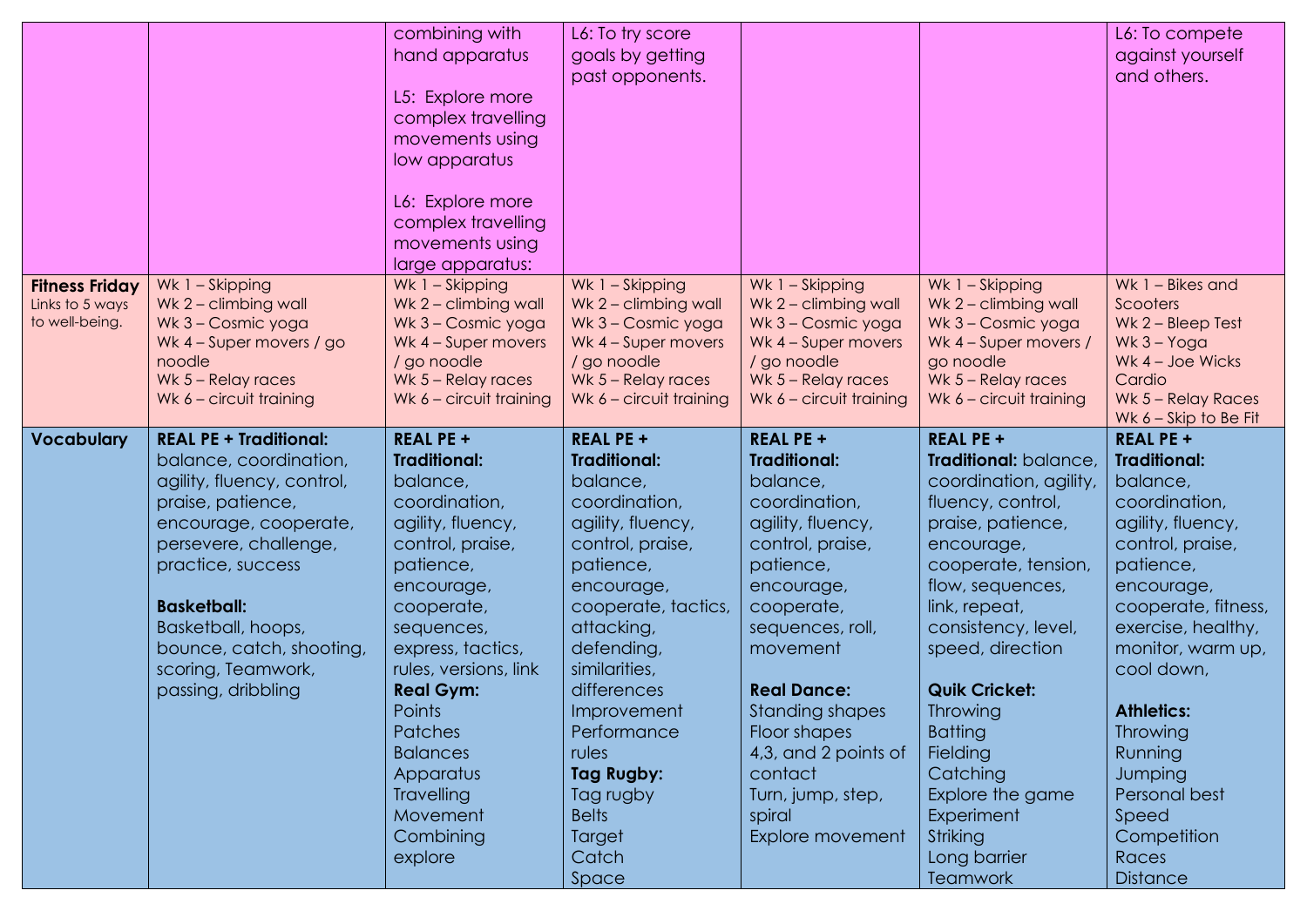|  |  |  |  |  |  |  |
|---|---|---|---|---|---|---|
|  |  | combining with hand apparatus<br><br>L5: Explore more complex travelling movements using low apparatus<br><br>L6: Explore more complex travelling movements using large apparatus: | L6: To try score goals by getting past opponents. |  |  | L6: To compete against yourself and others. |
| **Fitness Friday**<br>Links to 5 ways to well-being. | Wk 1 – Skipping<br>Wk 2 – climbing wall<br>Wk 3 – Cosmic yoga<br>Wk 4 – Super movers / go noodle<br>Wk 5 – Relay races<br>Wk 6 – circuit training | Wk 1 – Skipping<br>Wk 2 – climbing wall<br>Wk 3 – Cosmic yoga<br>Wk 4 – Super movers / go noodle<br>Wk 5 – Relay races<br>Wk 6 – circuit training | Wk 1 – Skipping<br>Wk 2 – climbing wall<br>Wk 3 – Cosmic yoga<br>Wk 4 – Super movers / go noodle<br>Wk 5 – Relay races<br>Wk 6 – circuit training | Wk 1 – Skipping<br>Wk 2 – climbing wall<br>Wk 3 – Cosmic yoga<br>Wk 4 – Super movers / go noodle<br>Wk 5 – Relay races<br>Wk 6 – circuit training | Wk 1 – Skipping<br>Wk 2 – climbing wall<br>Wk 3 – Cosmic yoga<br>Wk 4 – Super movers / go noodle<br>Wk 5 – Relay races<br>Wk 6 – circuit training | Wk 1 – Bikes and Scooters<br>Wk 2 – Bleep Test<br>Wk 3 – Yoga<br>Wk 4 – Joe Wicks Cardio<br>Wk 5 – Relay Races<br>Wk 6 – Skip to Be Fit |
| **Vocabulary** | **REAL PE + Traditional:** balance, coordination, agility, fluency, control, praise, patience, encourage, cooperate, persevere, challenge, practice, success<br><br>**Basketball:**<br>Basketball, hoops, bounce, catch, shooting, scoring, Teamwork, passing, dribbling | **REAL PE + Traditional:** balance, coordination, agility, fluency, control, praise, patience, encourage, cooperate, sequences, express, tactics, rules, versions, link<br>**Real Gym:**<br>Points<br>Patches<br>Balances<br>Apparatus<br>Travelling<br>Movement<br>Combining<br>explore | **REAL PE + Traditional:** balance, coordination, agility, fluency, control, praise, patience, encourage, cooperate, tactics, attacking, defending, similarities, differences<br>Improvement<br>Performance<br>rules<br>**Tag Rugby:**<br>Tag rugby<br>Belts<br>Target<br>Catch<br>Space | **REAL PE + Traditional:** balance, coordination, agility, fluency, control, praise, patience, encourage, cooperate, sequences, roll, movement<br><br>**Real Dance:**<br>Standing shapes<br>Floor shapes<br>4,3, and 2 points of contact<br>Turn, jump, step, spiral<br>Explore movement | **REAL PE + Traditional:** balance, coordination, agility, fluency, control, praise, patience, encourage, cooperate, tension, flow, sequences, link, repeat, consistency, level, speed, direction<br><br>**Quik Cricket:**<br>Throwing<br>Batting<br>Fielding<br>Catching<br>Explore the game<br>Experiment<br>Striking<br>Long barrier<br>Teamwork | **REAL PE + Traditional:** balance, coordination, agility, fluency, control, praise, patience, encourage, cooperate, fitness, exercise, healthy, monitor, warm up, cool down,<br><br>**Athletics:**<br>Throwing<br>Running<br>Jumping<br>Personal best<br>Speed<br>Competition<br>Races<br>Distance |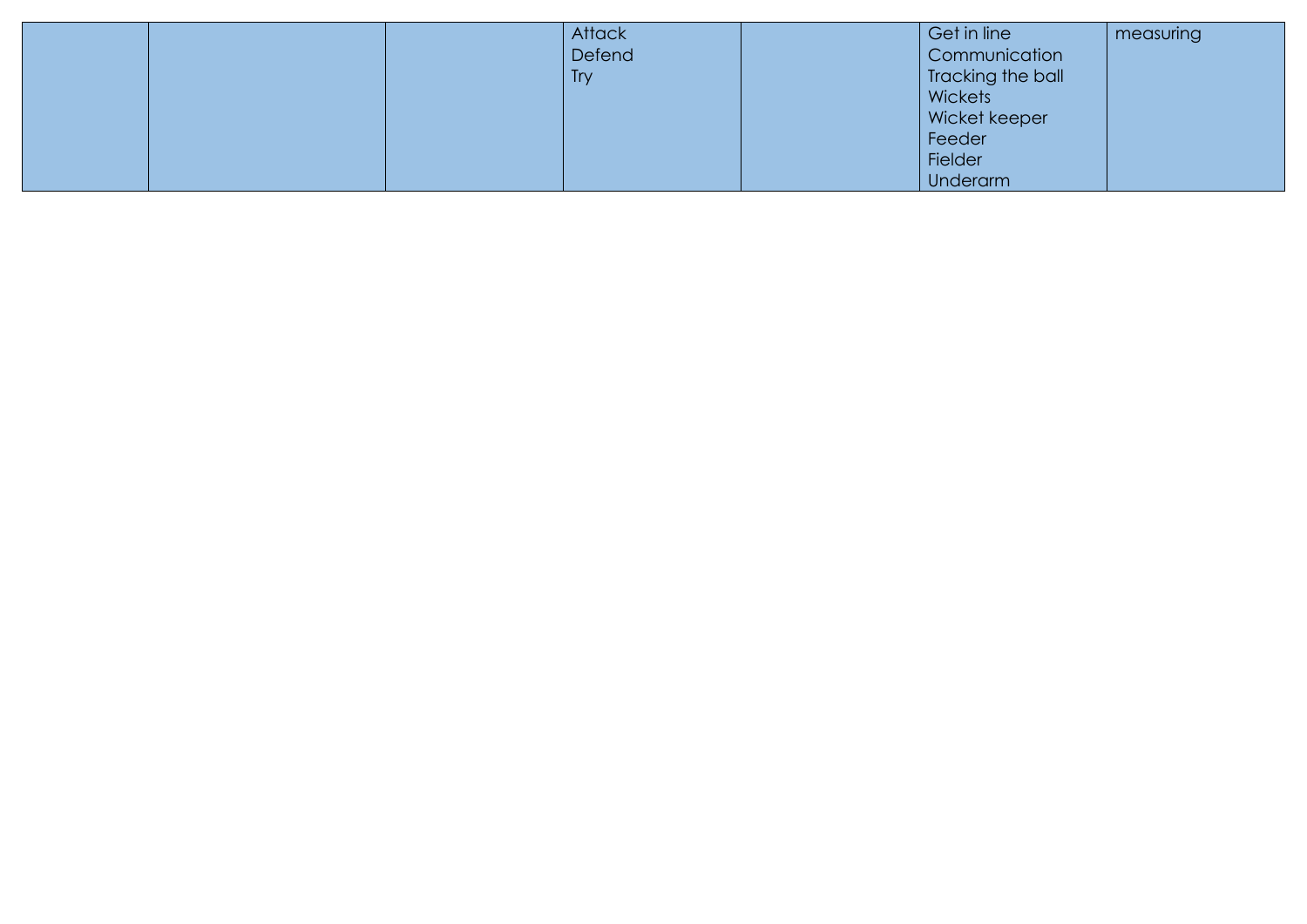| | | | | | | |
|---|---|---|---|---|---|---|
| | | | Attack<br>Defend<br>Try | | Get in line<br>Communication<br>Tracking the ball<br>Wickets<br>Wicket keeper<br>Feeder<br>Fielder<br>Underarm | measuring |